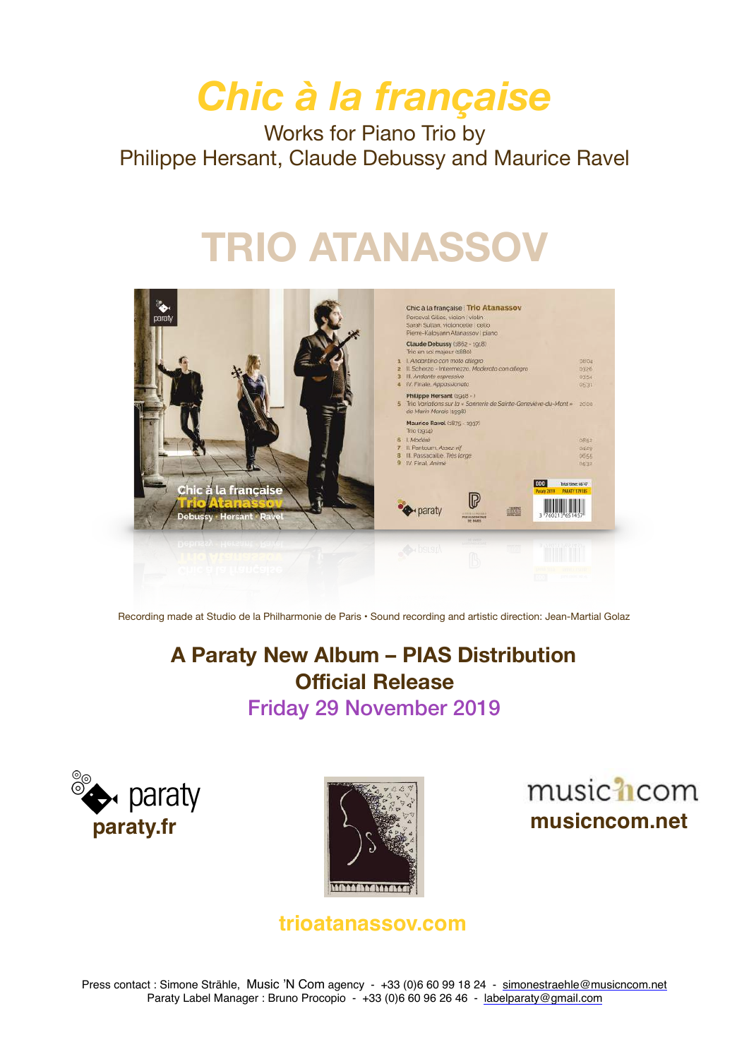# *Chic à la française*

Works for Piano Trio by
Philippe Hersant, Claude Debussy and Maurice Ravel

# TRIO ATANASSOV

Recording made at Studio de la Philharmonie de Paris • Sound recording and artistic direction: Jean-Martial Golaz

**A Paraty New Album – PIAS Distribution**
**Official Release**
Friday 29 November 2019

**paraty.fr**

**musicncom.net**

**trioatanassov.com**

Press contact : Simone Strähle, Music 'N Com agency - +33 (0)6 60 99 18 24 - simonestraehle@musicncom.net
Paraty Label Manager : Bruno Procopio - +33 (0)6 60 96 26 46 - labelparaty@gmail.com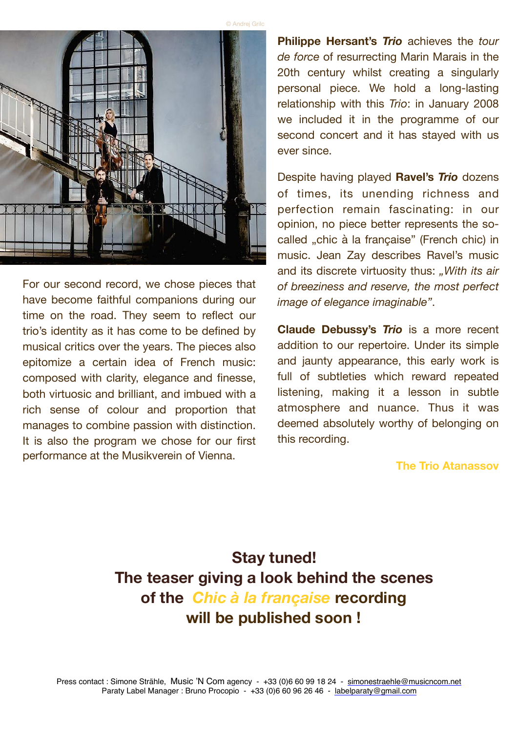© Andrej Grilc

For our second record, we chose pieces that have become faithful companions during our time on the road. They seem to reflect our trio's identity as it has come to be defined by musical critics over the years. The pieces also epitomize a certain idea of French music: composed with clarity, elegance and finesse, both virtuosic and brilliant, and imbued with a rich sense of colour and proportion that manages to combine passion with distinction. It is also the program we chose for our first performance at the Musikverein of Vienna.

**Philippe Hersant's *Trio*** achieves the *tour de force* of resurrecting Marin Marais in the 20th century whilst creating a singularly personal piece. We hold a long-lasting relationship with this *Trio*: in January 2008 we included it in the programme of our second concert and it has stayed with us ever since.

Despite having played **Ravel's *Trio*** dozens of times, its unending richness and perfection remain fascinating: in our opinion, no piece better represents the so-called „chic à la française" (French chic) in music. Jean Zay describes Ravel's music and its discrete virtuosity thus: *„With its air of breeziness and reserve, the most perfect image of elegance imaginable"*.

**Claude Debussy's *Trio*** is a more recent addition to our repertoire. Under its simple and jaunty appearance, this early work is full of subtleties which reward repeated listening, making it a lesson in subtle atmosphere and nuance. Thus it was deemed absolutely worthy of belonging on this recording.

**The Trio Atanassov**

**Stay tuned!**
**The teaser giving a look behind the scenes of the *Chic à la française* recording will be published soon !**

Press contact : Simone Strähle, Music 'N Com agency - +33 (0)6 60 99 18 24 - simonestraehle@musicncom.net
Paraty Label Manager : Bruno Procopio - +33 (0)6 60 96 26 46 - labelparaty@gmail.com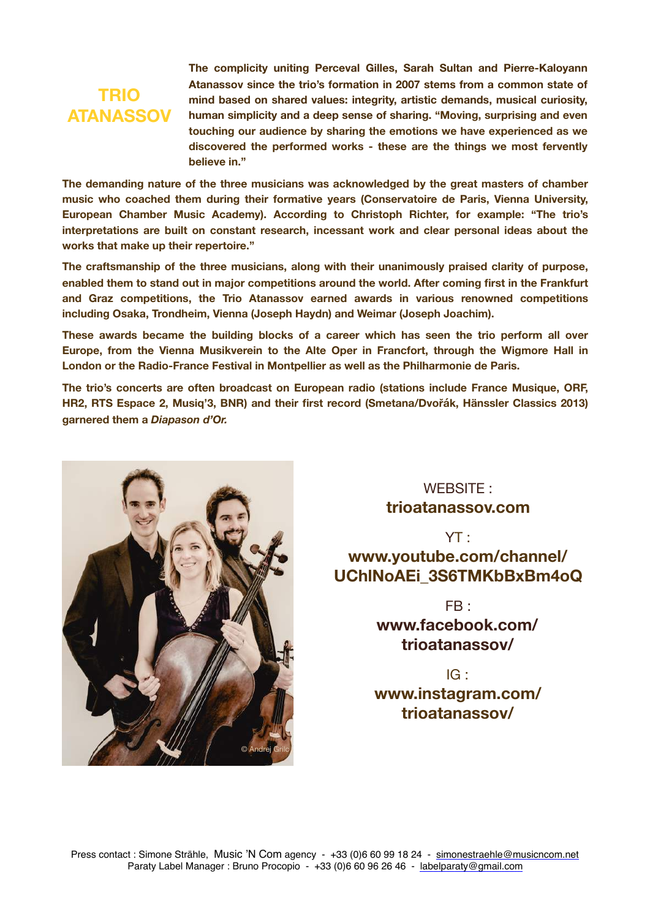# TRIO ATANASSOV

**The complicity uniting Perceval Gilles, Sarah Sultan and Pierre-Kaloyann Atanassov since the trio's formation in 2007 stems from a common state of mind based on shared values: integrity, artistic demands, musical curiosity, human simplicity and a deep sense of sharing. "Moving, surprising and even touching our audience by sharing the emotions we have experienced as we discovered the performed works - these are the things we most fervently believe in."**

**The demanding nature of the three musicians was acknowledged by the great masters of chamber music who coached them during their formative years (Conservatoire de Paris, Vienna University, European Chamber Music Academy). According to Christoph Richter, for example: "The trio's interpretations are built on constant research, incessant work and clear personal ideas about the works that make up their repertoire."**

**The craftsmanship of the three musicians, along with their unanimously praised clarity of purpose, enabled them to stand out in major competitions around the world. After coming first in the Frankfurt and Graz competitions, the Trio Atanassov earned awards in various renowned competitions including Osaka, Trondheim, Vienna (Joseph Haydn) and Weimar (Joseph Joachim).**

**These awards became the building blocks of a career which has seen the trio perform all over Europe, from the Vienna Musikverein to the Alte Oper in Francfort, through the Wigmore Hall in London or the Radio-France Festival in Montpellier as well as the Philharmonie de Paris.**

**The trio's concerts are often broadcast on European radio (stations include France Musique, ORF, HR2, RTS Espace 2, Musiq'3, BNR) and their first record (Smetana/Dvořák, Hänssler Classics 2013) garnered them a *Diapason d'Or.***

© Andrej Grilc

WEBSITE :
**trioatanassov.com**

YT :
**www.youtube.com/channel/UChINoAEi_3S6TMKbBxBm4oQ**

FB :
**www.facebook.com/trioatanassov/**

IG :
**www.instagram.com/trioatanassov/**

Press contact : Simone Strähle, Music 'N Com agency - +33 (0)6 60 99 18 24 - simonestraehle@musicncom.net
Paraty Label Manager : Bruno Procopio - +33 (0)6 60 96 26 46 - labelparaty@gmail.com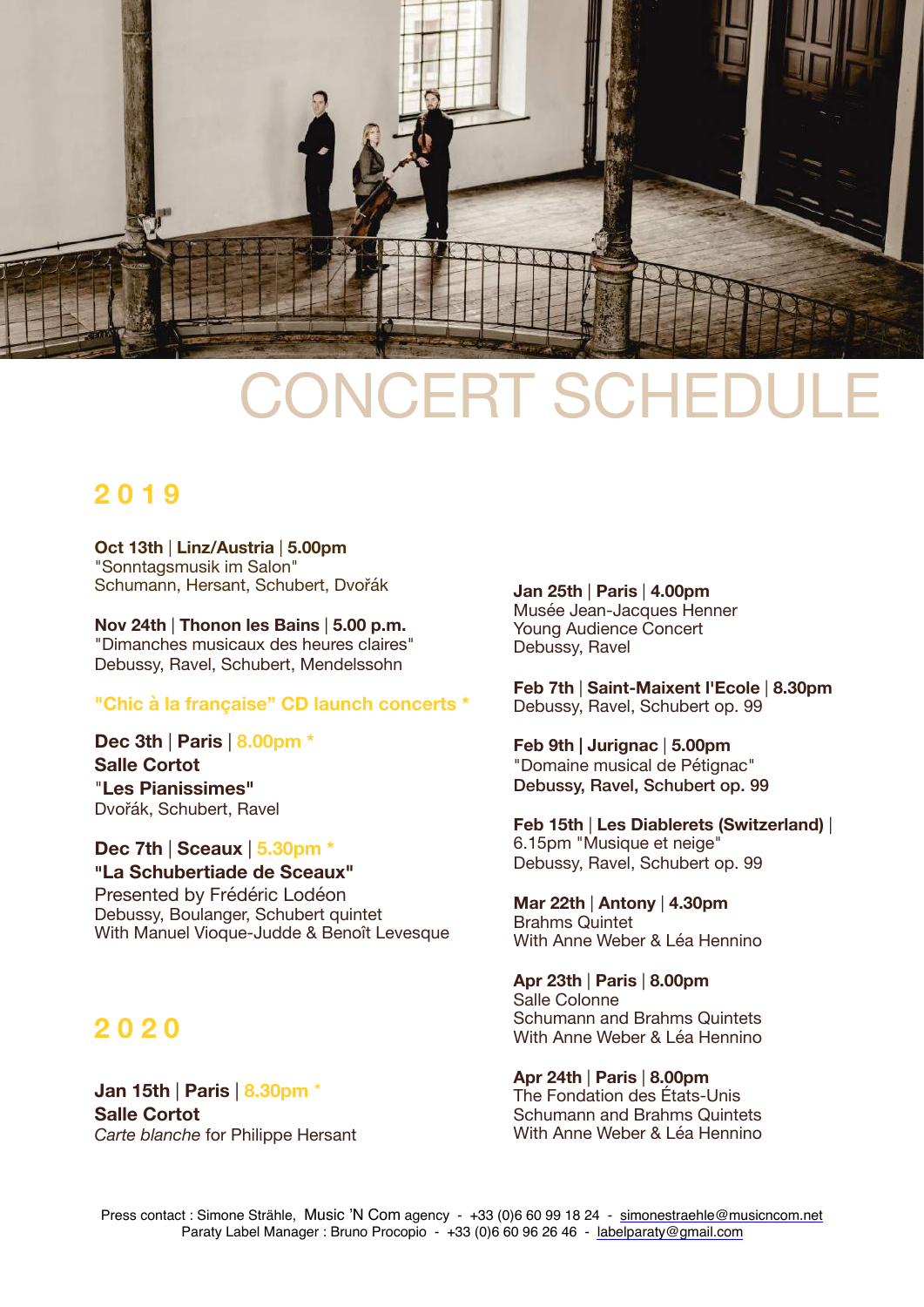# CONCERT SCHEDULE

## 2019

**Oct 13th** | **Linz/Austria** | **5.00pm**
"Sonntagsmusik im Salon"
Schumann, Hersant, Schubert, Dvořák

**Nov 24th** | **Thonon les Bains** | **5.00 p.m.**
"Dimanches musicaux des heures claires"
Debussy, Ravel, Schubert, Mendelssohn

**"Chic à la française" CD launch concerts ***

**Dec 3th** | **Paris** | 8.00pm *
**Salle Cortot**
**"Les Pianissimes"**
Dvořák, Schubert, Ravel

**Dec 7th** | **Sceaux** | 5.30pm *
**"La Schubertiade de Sceaux"**
Presented by Frédéric Lodéon
Debussy, Boulanger, Schubert quintet
With Manuel Vioque-Judde & Benoît Levesque

## 2020

**Jan 15th** | **Paris** | 8.30pm *
**Salle Cortot**
*Carte blanche* for Philippe Hersant

**Jan 25th** | **Paris** | **4.00pm**
Musée Jean-Jacques Henner
Young Audience Concert
Debussy, Ravel

**Feb 7th** | **Saint-Maixent l'Ecole** | **8.30pm**
Debussy, Ravel, Schubert op. 99

**Feb 9th | Jurignac** | **5.00pm**
"Domaine musical de Pétignac"
**Debussy, Ravel, Schubert op. 99**

**Feb 15th** | **Les Diablerets (Switzerland)** |
6.15pm "Musique et neige"
Debussy, Ravel, Schubert op. 99

**Mar 22th** | **Antony** | **4.30pm**
Brahms Quintet
With Anne Weber & Léa Hennino

**Apr 23th** | **Paris** | **8.00pm**
Salle Colonne
Schumann and Brahms Quintets
With Anne Weber & Léa Hennino

**Apr 24th** | **Paris** | **8.00pm**
The Fondation des États-Unis
Schumann and Brahms Quintets
With Anne Weber & Léa Hennino

Press contact : Simone Strähle, Music 'N Com agency - +33 (0)6 60 99 18 24 - simonestraehle@musicncom.net
Paraty Label Manager : Bruno Procopio - +33 (0)6 60 96 26 46 - labelparaty@gmail.com